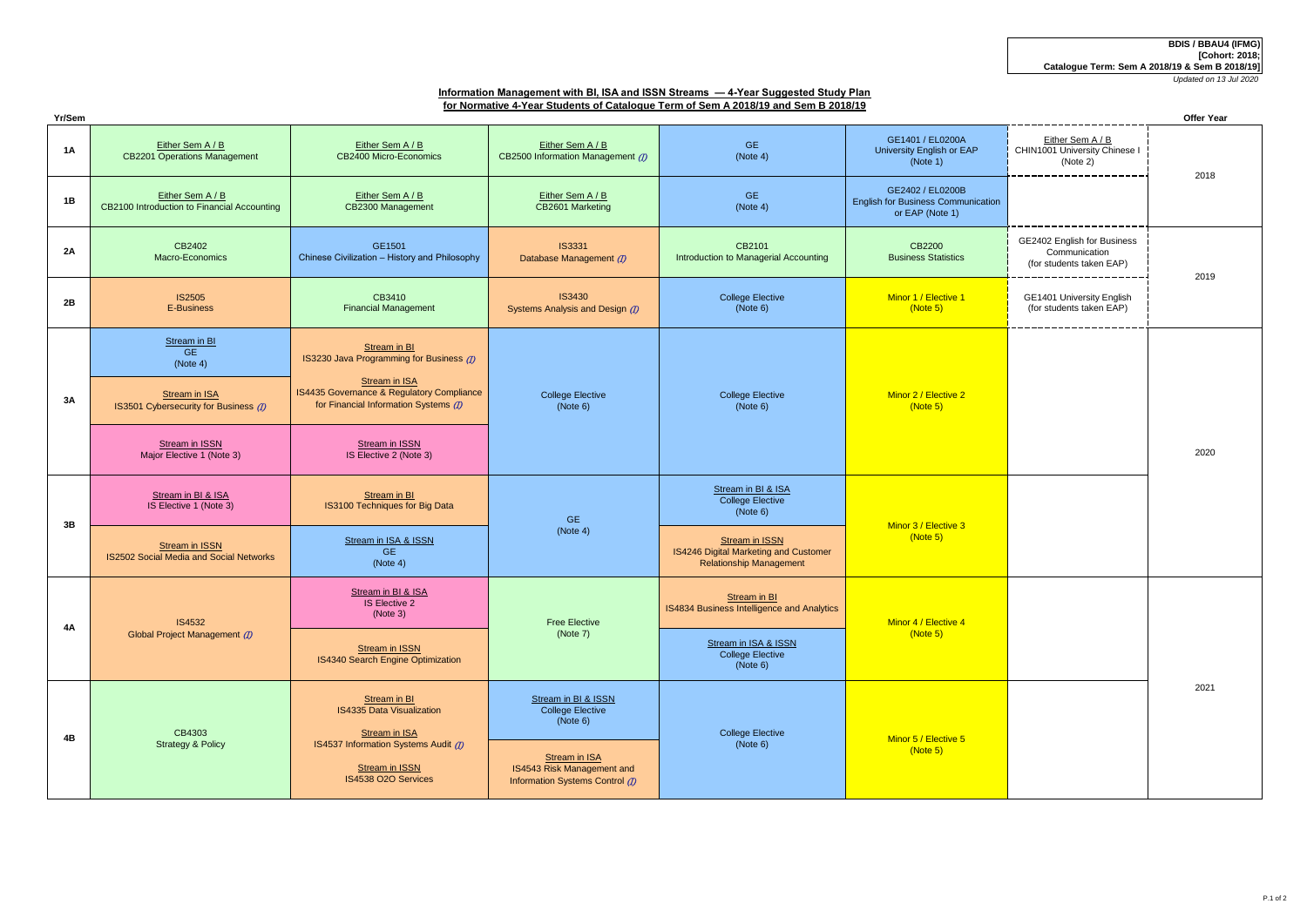**BDIS / BBAU4 (IFMG)**
**[Cohort: 2018;**
**Catalogue Term: Sem A 2018/19 & Sem B 2018/19]**
*Updated on 13 Jul 2020*

## Information Management with BI, ISA and ISSN Streams — 4-Year Suggested Study Plan for Normative 4-Year Students of Catalogue Term of Sem A 2018/19 and Sem B 2018/19

| Yr/Sem | | | | | | | Offer Year |
|---|---|---|---|---|---|---|---|
| 1A | Either Sem A / B<br>CB2201 Operations Management | Either Sem A / B<br>CB2400 Micro-Economics | Either Sem A / B<br>CB2500 Information Management (J) | GE<br>(Note 4) | GE1401 / EL0200A<br>University English or EAP<br>(Note 1) | Either Sem A / B<br>CHIN1001 University Chinese I<br>(Note 2) | 2018 |
| 1B | Either Sem A / B<br>CB2100 Introduction to Financial Accounting | Either Sem A / B<br>CB2300 Management | Either Sem A / B<br>CB2601 Marketing | GE<br>(Note 4) | GE2402 / EL0200B<br>English for Business Communication or EAP (Note 1) | | |
| 2A | CB2402<br>Macro-Economics | GE1501<br>Chinese Civilization – History and Philosophy | IS3331<br>Database Management (J) | CB2101<br>Introduction to Managerial Accounting | CB2200<br>Business Statistics | GE2402 English for Business Communication<br>(for students taken EAP) | 2019 |
| 2B | IS2505<br>E-Business | CB3410<br>Financial Management | IS3430<br>Systems Analysis and Design (J) | College Elective<br>(Note 6) | Minor 1 / Elective 1<br>(Note 5) | GE1401 University English<br>(for students taken EAP) | |
| 3A | Stream in BI<br>GE<br>(Note 4)<br><br>Stream in ISA<br>IS3501 Cybersecurity for Business (J)<br><br>Stream in ISSN<br>Major Elective 1 (Note 3) | Stream in BI<br>IS3230 Java Programming for Business (J)<br><br>Stream in ISA<br>IS4435 Governance & Regulatory Compliance for Financial Information Systems (J)<br><br>Stream in ISSN<br>IS Elective 2 (Note 3) | College Elective<br>(Note 6) | College Elective<br>(Note 6) | Minor 2 / Elective 2<br>(Note 5) | | 2020 |
| 3B | Stream in BI & ISA<br>IS Elective 1 (Note 3)<br><br>Stream in ISSN<br>IS2502 Social Media and Social Networks | Stream in BI<br>IS3100 Techniques for Big Data<br><br>Stream in ISA & ISSN<br>GE<br>(Note 4) | GE<br>(Note 4) | Stream in BI & ISA<br>College Elective<br>(Note 6)<br><br>Stream in ISSN<br>IS4246 Digital Marketing and Customer Relationship Management | Minor 3 / Elective 3<br>(Note 5) | | |
| 4A | IS4532<br>Global Project Management (J) | Stream in BI & ISA<br>IS Elective 2<br>(Note 3)<br><br>Stream in ISSN<br>IS4340 Search Engine Optimization | Free Elective<br>(Note 7) | Stream in BI<br>IS4834 Business Intelligence and Analytics<br><br>Stream in ISA & ISSN<br>College Elective<br>(Note 6) | Minor 4 / Elective 4<br>(Note 5) | | 2021 |
| 4B | CB4303<br>Strategy & Policy | Stream in BI<br>IS4335 Data Visualization<br><br>Stream in ISA<br>IS4537 Information Systems Audit (J)<br><br>Stream in ISSN<br>IS4538 O2O Services | Stream in BI & ISSN<br>College Elective<br>(Note 6)<br><br>Stream in ISA<br>IS4543 Risk Management and Information Systems Control (J) | College Elective<br>(Note 6) | Minor 5 / Elective 5<br>(Note 5) | | |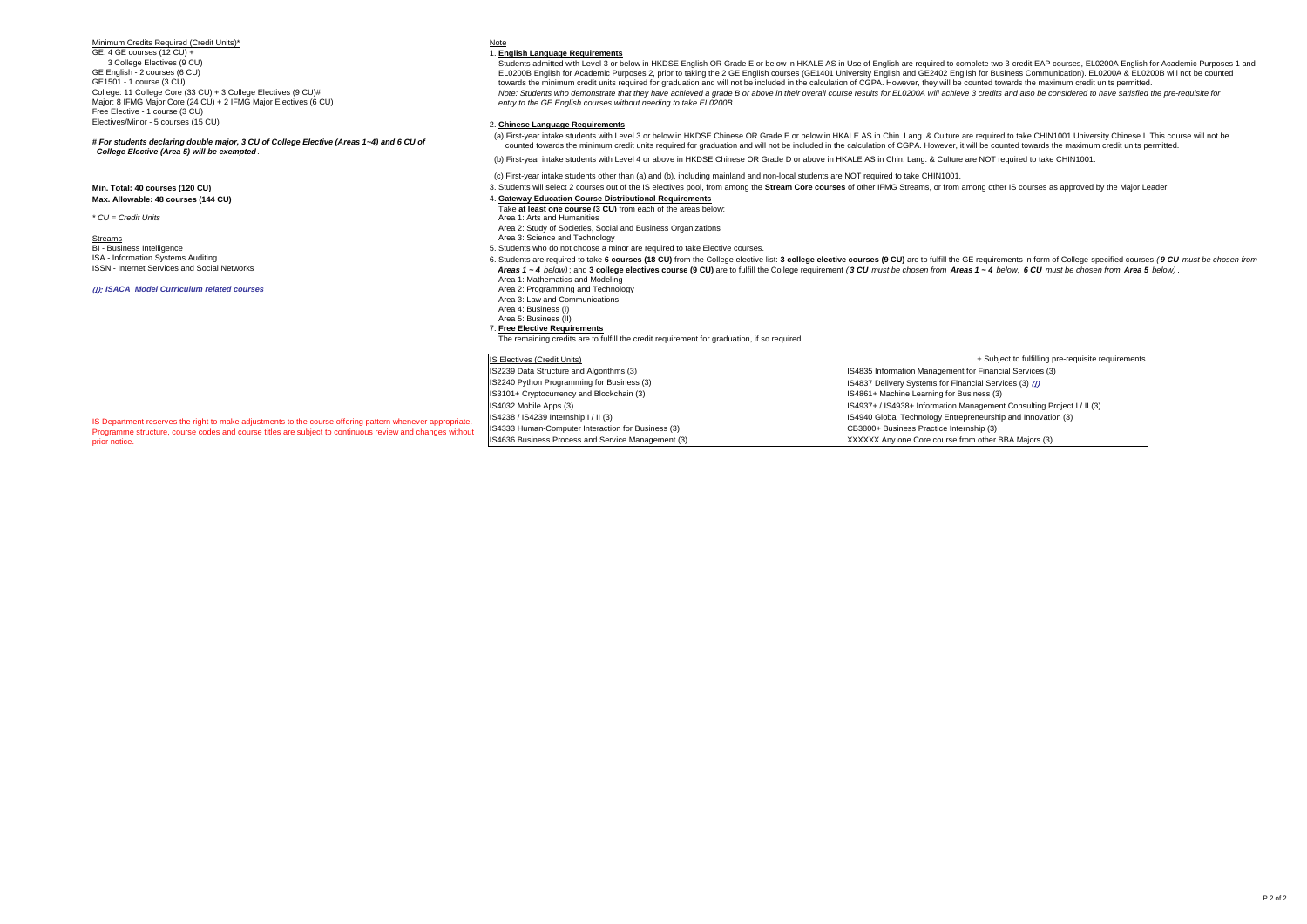Minimum Credits Required (Credit Units)*

GE: 4 GE courses (12 CU) +
3 College Electives (9 CU)
GE English - 2 courses (6 CU)
GE1501 - 1 course (3 CU)
College: 11 College Core (33 CU) + 3 College Electives (9 CU)#
Major: 8 IFMG Major Core (24 CU) + 2 IFMG Major Electives (6 CU)
Free Elective - 1 course (3 CU)
Electives/Minor - 5 courses (15 CU)

***# For students declaring double major, 3 CU of College Elective (Areas 1~4) and 6 CU of College Elective (Area 5) will be exempted*.**

**Min. Total: 40 courses (120 CU)**
**Max. Allowable: 48 courses (144 CU)**

*\* CU = Credit Units*

Streams
BI - Business Intelligence
ISA - Information Systems Auditing
ISSN - Internet Services and Social Networks

***(I): ISACA Model Curriculum related courses***

IS Department reserves the right to make adjustments to the course offering pattern whenever appropriate. Programme structure, course codes and course titles are subject to continuous review and changes without prior notice.

Note

1. **English Language Requirements**
   Students admitted with Level 3 or below in HKDSE English OR Grade E or below in HKALE AS in Use of English are required to complete two 3-credit EAP courses, EL0200A English for Academic Purposes 1 and EL0200B English for Academic Purposes 2, prior to taking the 2 GE English courses (GE1401 University English and GE2402 English for Business Communication). EL0200A & EL0200B will not be counted towards the minimum credit units required for graduation and will not be included in the calculation of CGPA. However, they will be counted towards the maximum credit units permitted.
   *Note: Students who demonstrate that they have achieved a grade B or above in their overall course results for EL0200A will achieve 3 credits and also be considered to have satisfied the pre-requisite for entry to the GE English courses without needing to take EL0200B.*
2. **Chinese Language Requirements**
   (a) First-year intake students with Level 3 or below in HKDSE Chinese OR Grade E or below in HKALE AS in Chin. Lang. & Culture are required to take CHIN1001 University Chinese I. This course will not be counted towards the minimum credit units required for graduation and will not be included in the calculation of CGPA. However, it will be counted towards the maximum credit units permitted.
   (b) First-year intake students with Level 4 or above in HKDSE Chinese OR Grade D or above in HKALE AS in Chin. Lang. & Culture are NOT required to take CHIN1001.
   (c) First-year intake students other than (a) and (b), including mainland and non-local students are NOT required to take CHIN1001.
3. Students will select 2 courses out of the IS electives pool, from among the **Stream Core courses** of other IFMG Streams, or from among other IS courses as approved by the Major Leader.
4. **Gateway Education Course Distributional Requirements**
   Take **at least one course (3 CU)** from each of the areas below:
   Area 1: Arts and Humanities
   Area 2: Study of Societies, Social and Business Organizations
   Area 3: Science and Technology
5. Students who do not choose a minor are required to take Elective courses.
6. Students are required to take **6 courses (18 CU)** from the College elective list: **3 college elective courses (9 CU)** are to fulfill the GE requirements in form of College-specified courses ***(9 CU must be chosen from Areas 1 ~ 4 below)***; and **3 college electives course (9 CU)** are to fulfill the College requirement ***(3 CU must be chosen from Areas 1 ~ 4 below; 6 CU must be chosen from Area 5 below)***.
   Area 1: Mathematics and Modeling
   Area 2: Programming and Technology
   Area 3: Law and Communications
   Area 4: Business (I)
   Area 5: Business (II)
7. **Free Elective Requirements**
   The remaining credits are to fulfill the credit requirement for graduation, if so required.

| IS Electives (Credit Units) | + Subject to fulfilling pre-requisite requirements |
| --- | --- |
| IS2239 Data Structure and Algorithms (3) | IS4835 Information Management for Financial Services (3) |
| IS2240 Python Programming for Business (3) | IS4837 Delivery Systems for Financial Services (3) *(I)* |
| IS3101+ Cryptocurrency and Blockchain (3) | IS4861+ Machine Learning for Business (3) |
| IS4032 Mobile Apps (3) | IS4937+ / IS4938+ Information Management Consulting Project I / II (3) |
| IS4238 / IS4239 Internship I / II (3) | IS4940 Global Technology Entrepreneurship and Innovation (3) |
| IS4333 Human-Computer Interaction for Business (3) | CB3800+ Business Practice Internship (3) |
| IS4636 Business Process and Service Management (3) | XXXXXX Any one Core course from other BBA Majors (3) |